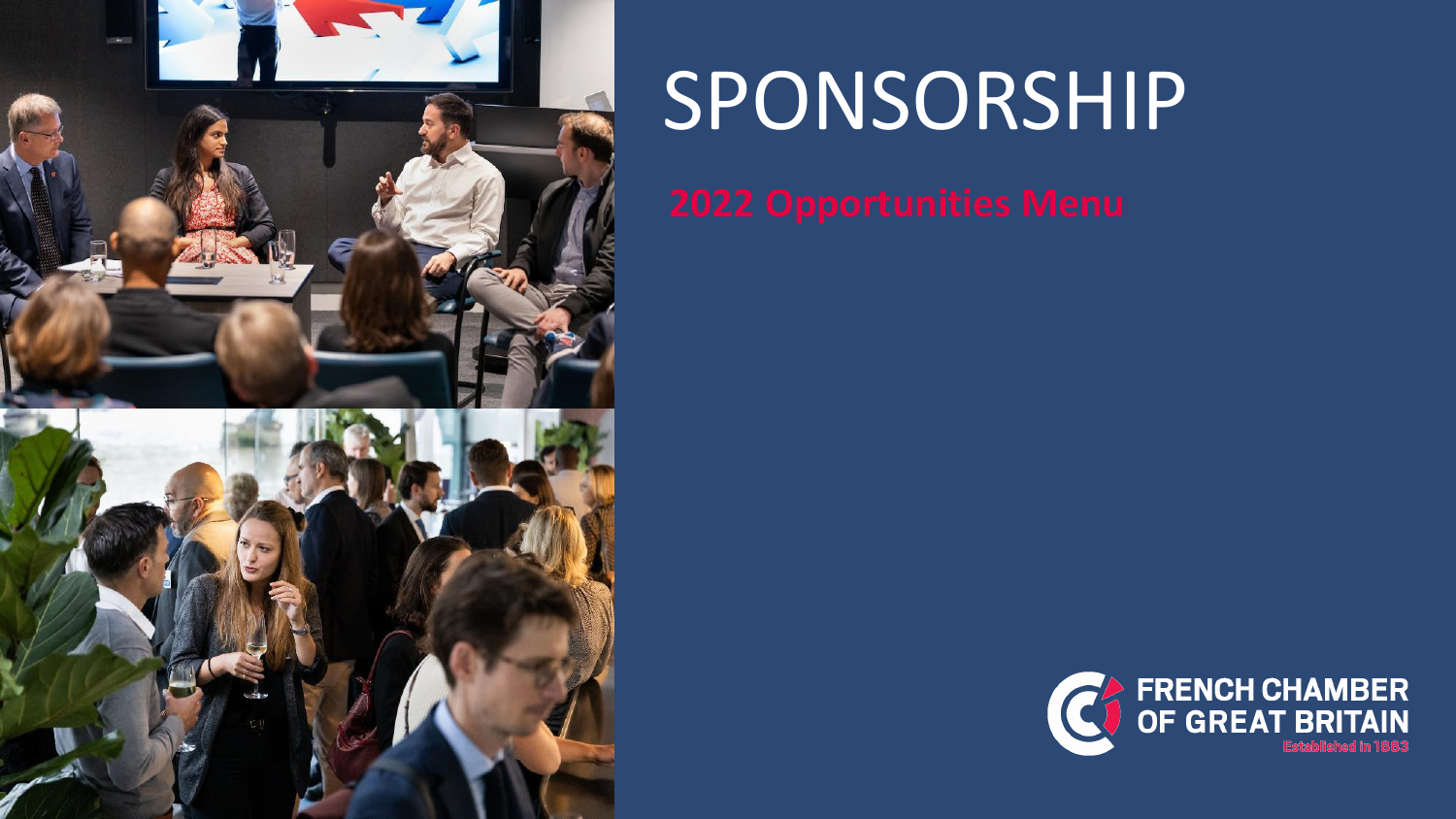# SPONSORSHIP

## 2022 Opportunities Menu

FRENCH CHAMBER OF GREAT BRITAIN
Established in 1883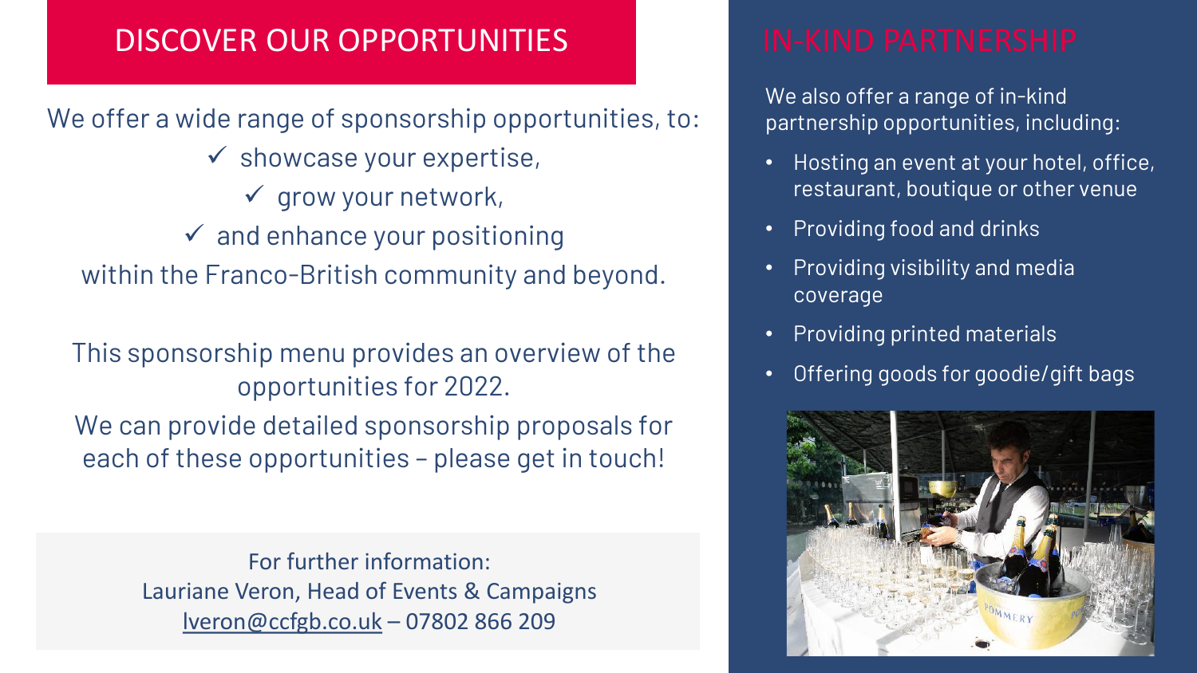## DISCOVER OUR OPPORTUNITIES

We offer a wide range of sponsorship opportunities, to:

- ✓ showcase your expertise,
- ✓ grow your network,
- ✓ and enhance your positioning

within the Franco-British community and beyond.

This sponsorship menu provides an overview of the opportunities for 2022.

We can provide detailed sponsorship proposals for each of these opportunities – please get in touch!

For further information:
Lauriane Veron, Head of Events & Campaigns
lveron@ccfgb.co.uk – 07802 866 209

## IN-KIND PARTNERSHIP

We also offer a range of in-kind partnership opportunities, including:

- Hosting an event at your hotel, office, restaurant, boutique or other venue
- Providing food and drinks
- Providing visibility and media coverage
- Providing printed materials
- Offering goods for goodie/gift bags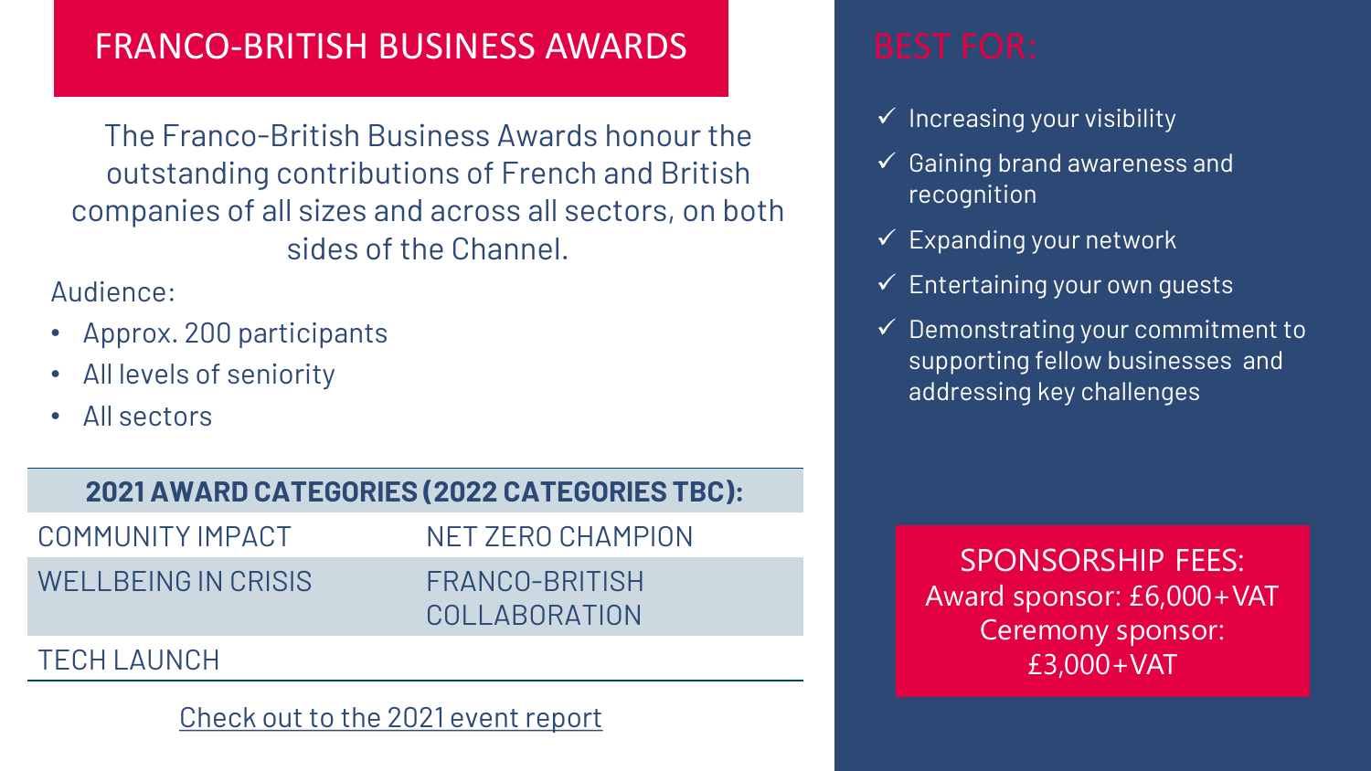# FRANCO-BRITISH BUSINESS AWARDS

The Franco-British Business Awards honour the outstanding contributions of French and British companies of all sizes and across all sectors, on both sides of the Channel.

Audience:

- Approx. 200 participants
- All levels of seniority
- All sectors

| 2021 AWARD CATEGORIES (2022 CATEGORIES TBC): | |
|---|---|
| COMMUNITY IMPACT | NET ZERO CHAMPION |
| WELLBEING IN CRISIS | FRANCO-BRITISH COLLABORATION |
| TECH LAUNCH | |

Check out to the 2021 event report

## BEST FOR:

- ✓ Increasing your visibility
- ✓ Gaining brand awareness and recognition
- ✓ Expanding your network
- ✓ Entertaining your own guests
- ✓ Demonstrating your commitment to supporting fellow businesses and addressing key challenges

**SPONSORSHIP FEES:**
Award sponsor: £6,000+VAT
Ceremony sponsor: £3,000+VAT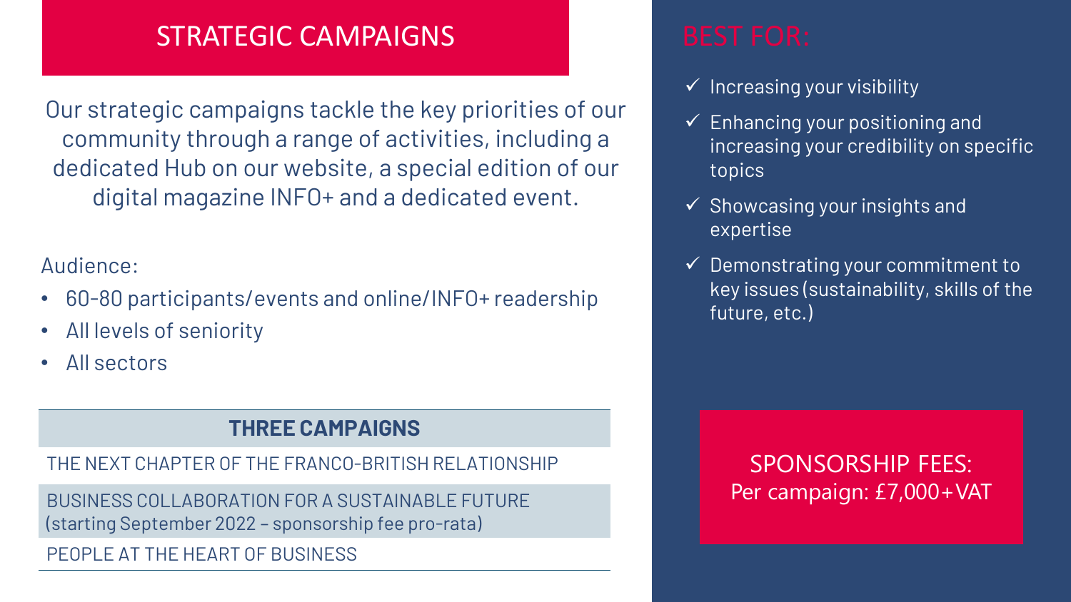# STRATEGIC CAMPAIGNS

Our strategic campaigns tackle the key priorities of our community through a range of activities, including a dedicated Hub on our website, a special edition of our digital magazine INFO+ and a dedicated event.

Audience:

- 60-80 participants/events and online/INFO+ readership
- All levels of seniority
- All sectors

| THREE CAMPAIGNS |
| --- |
| THE NEXT CHAPTER OF THE FRANCO-BRITISH RELATIONSHIP |
| BUSINESS COLLABORATION FOR A SUSTAINABLE FUTURE (starting September 2022 – sponsorship fee pro-rata) |
| PEOPLE AT THE HEART OF BUSINESS |

## BEST FOR:

- ✓ Increasing your visibility
- ✓ Enhancing your positioning and increasing your credibility on specific topics
- ✓ Showcasing your insights and expertise
- ✓ Demonstrating your commitment to key issues (sustainability, skills of the future, etc.)

**SPONSORSHIP FEES:**
Per campaign: £7,000+VAT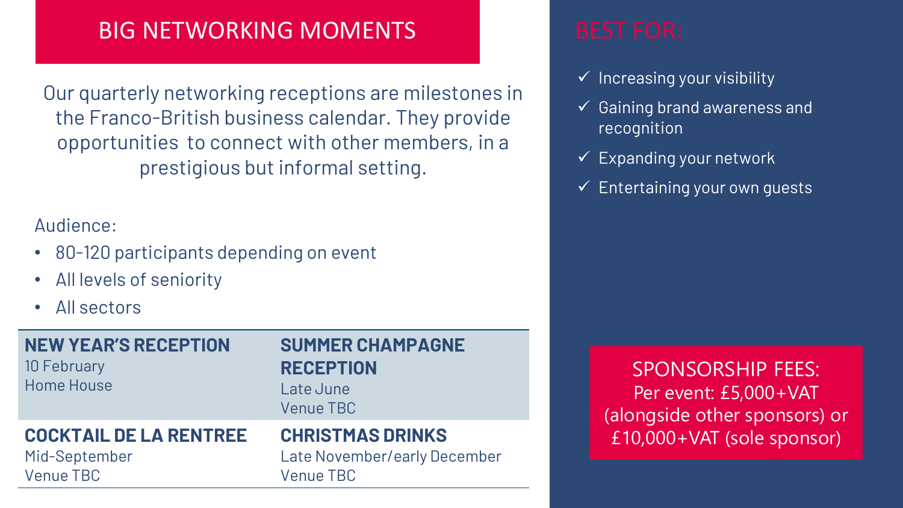## BIG NETWORKING MOMENTS

Our quarterly networking receptions are milestones in the Franco-British business calendar. They provide opportunities to connect with other members, in a prestigious but informal setting.

Audience:

- 80-120 participants depending on event
- All levels of seniority
- All sectors

| **NEW YEAR'S RECEPTION**<br>10 February<br>Home House | **SUMMER CHAMPAGNE RECEPTION**<br>Late June<br>Venue TBC |
|---|---|
| **COCKTAIL DE LA RENTREE**<br>Mid-September<br>Venue TBC | **CHRISTMAS DRINKS**<br>Late November/early December<br>Venue TBC |

## BEST FOR:

- ✓ Increasing your visibility
- ✓ Gaining brand awareness and recognition
- ✓ Expanding your network
- ✓ Entertaining your own guests

SPONSORSHIP FEES:
Per event: £5,000+VAT (alongside other sponsors) or £10,000+VAT (sole sponsor)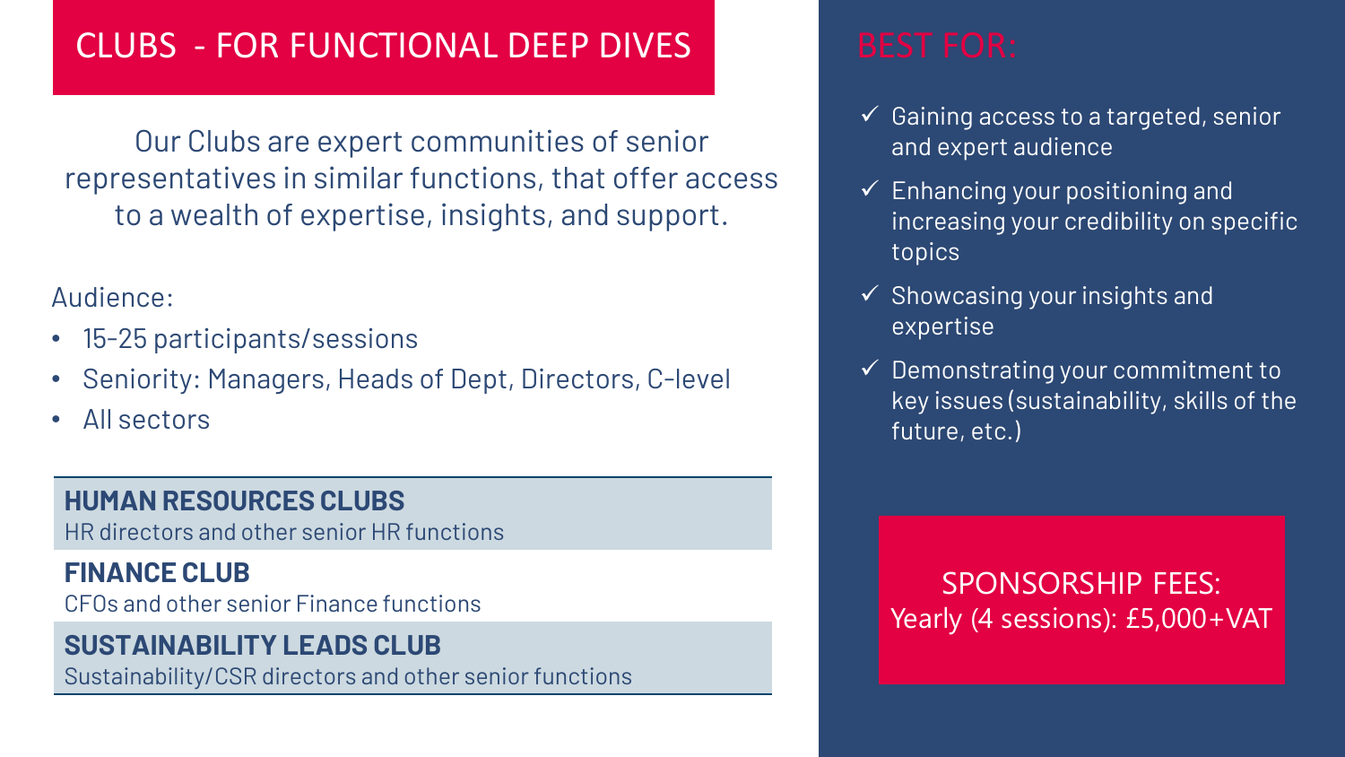## CLUBS - FOR FUNCTIONAL DEEP DIVES

Our Clubs are expert communities of senior representatives in similar functions, that offer access to a wealth of expertise, insights, and support.

Audience:

- 15-25 participants/sessions
- Seniority: Managers, Heads of Dept, Directors, C-level
- All sectors

**HUMAN RESOURCES CLUBS**
HR directors and other senior HR functions

**FINANCE CLUB**
CFOs and other senior Finance functions

**SUSTAINABILITY LEADS CLUB**
Sustainability/CSR directors and other senior functions

## BEST FOR:

- ✓ Gaining access to a targeted, senior and expert audience
- ✓ Enhancing your positioning and increasing your credibility on specific topics
- ✓ Showcasing your insights and expertise
- ✓ Demonstrating your commitment to key issues (sustainability, skills of the future, etc.)

SPONSORSHIP FEES:
Yearly (4 sessions): £5,000+VAT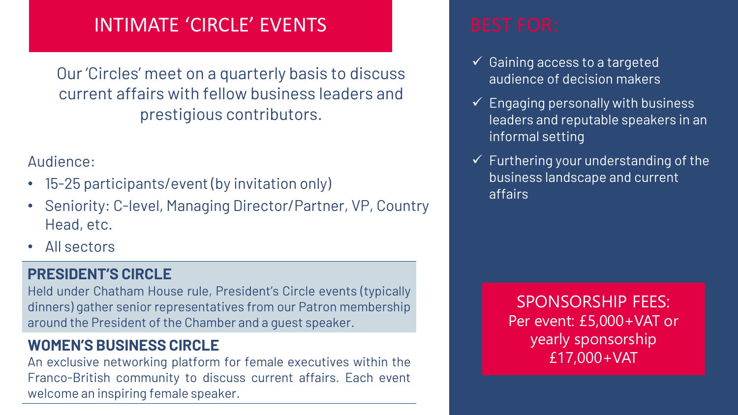# INTIMATE 'CIRCLE' EVENTS

Our 'Circles' meet on a quarterly basis to discuss current affairs with fellow business leaders and prestigious contributors.

Audience:

- 15-25 participants/event (by invitation only)
- Seniority: C-level, Managing Director/Partner, VP, Country Head, etc.
- All sectors

## PRESIDENT'S CIRCLE

Held under Chatham House rule, President's Circle events (typically dinners) gather senior representatives from our Patron membership around the President of the Chamber and a guest speaker.

## WOMEN'S BUSINESS CIRCLE

An exclusive networking platform for female executives within the Franco-British community to discuss current affairs. Each event welcome an inspiring female speaker.

## BEST FOR:

- ✓ Gaining access to a targeted audience of decision makers
- ✓ Engaging personally with business leaders and reputable speakers in an informal setting
- ✓ Furthering your understanding of the business landscape and current affairs

**SPONSORSHIP FEES:**
Per event: £5,000+VAT or yearly sponsorship £17,000+VAT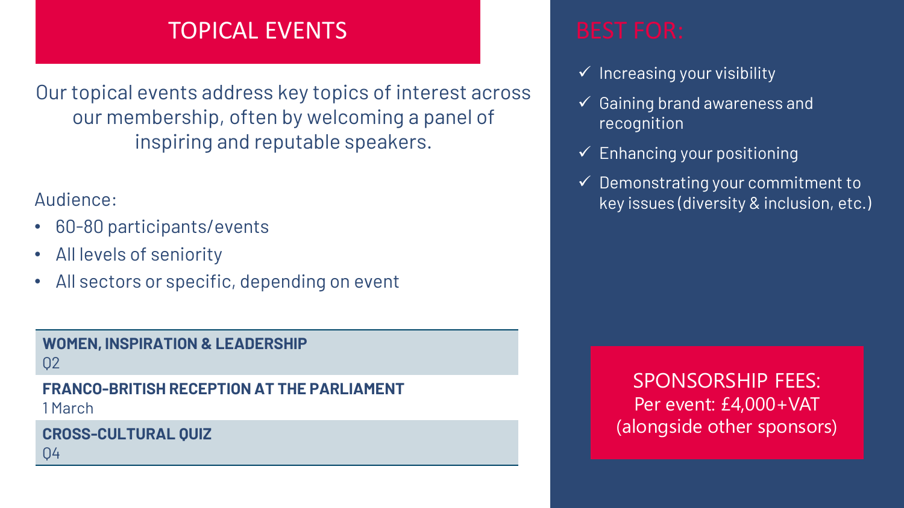# TOPICAL EVENTS

Our topical events address key topics of interest across our membership, often by welcoming a panel of inspiring and reputable speakers.

Audience:

- 60-80 participants/events
- All levels of seniority
- All sectors or specific, depending on event

**WOMEN, INSPIRATION & LEADERSHIP**
Q2

**FRANCO-BRITISH RECEPTION AT THE PARLIAMENT**
1 March

**CROSS-CULTURAL QUIZ**
Q4

## BEST FOR:

- ✓ Increasing your visibility
- ✓ Gaining brand awareness and recognition
- ✓ Enhancing your positioning
- ✓ Demonstrating your commitment to key issues (diversity & inclusion, etc.)

**SPONSORSHIP FEES:**
Per event: £4,000+VAT
(alongside other sponsors)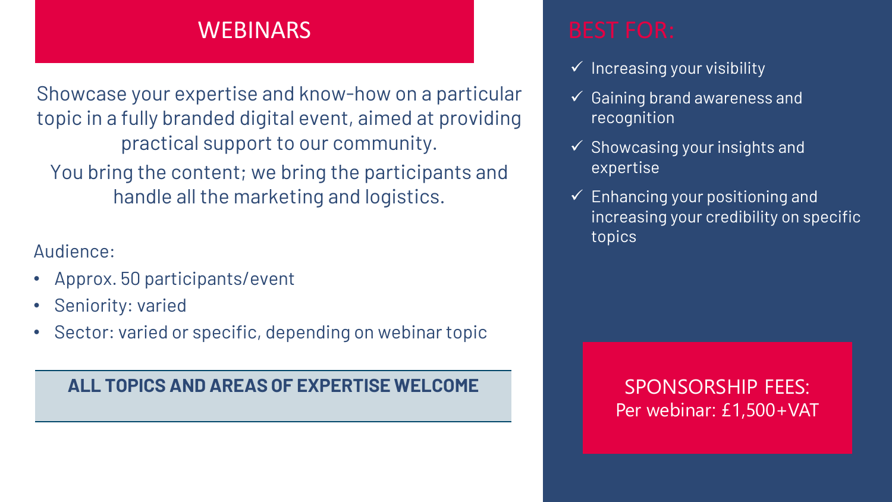## WEBINARS

Showcase your expertise and know-how on a particular topic in a fully branded digital event, aimed at providing practical support to our community.

You bring the content; we bring the participants and handle all the marketing and logistics.

Audience:

- Approx. 50 participants/event
- Seniority: varied
- Sector: varied or specific, depending on webinar topic

**ALL TOPICS AND AREAS OF EXPERTISE WELCOME**

## BEST FOR:

- ✓ Increasing your visibility
- ✓ Gaining brand awareness and recognition
- ✓ Showcasing your insights and expertise
- ✓ Enhancing your positioning and increasing your credibility on specific topics

SPONSORSHIP FEES:
Per webinar: £1,500+VAT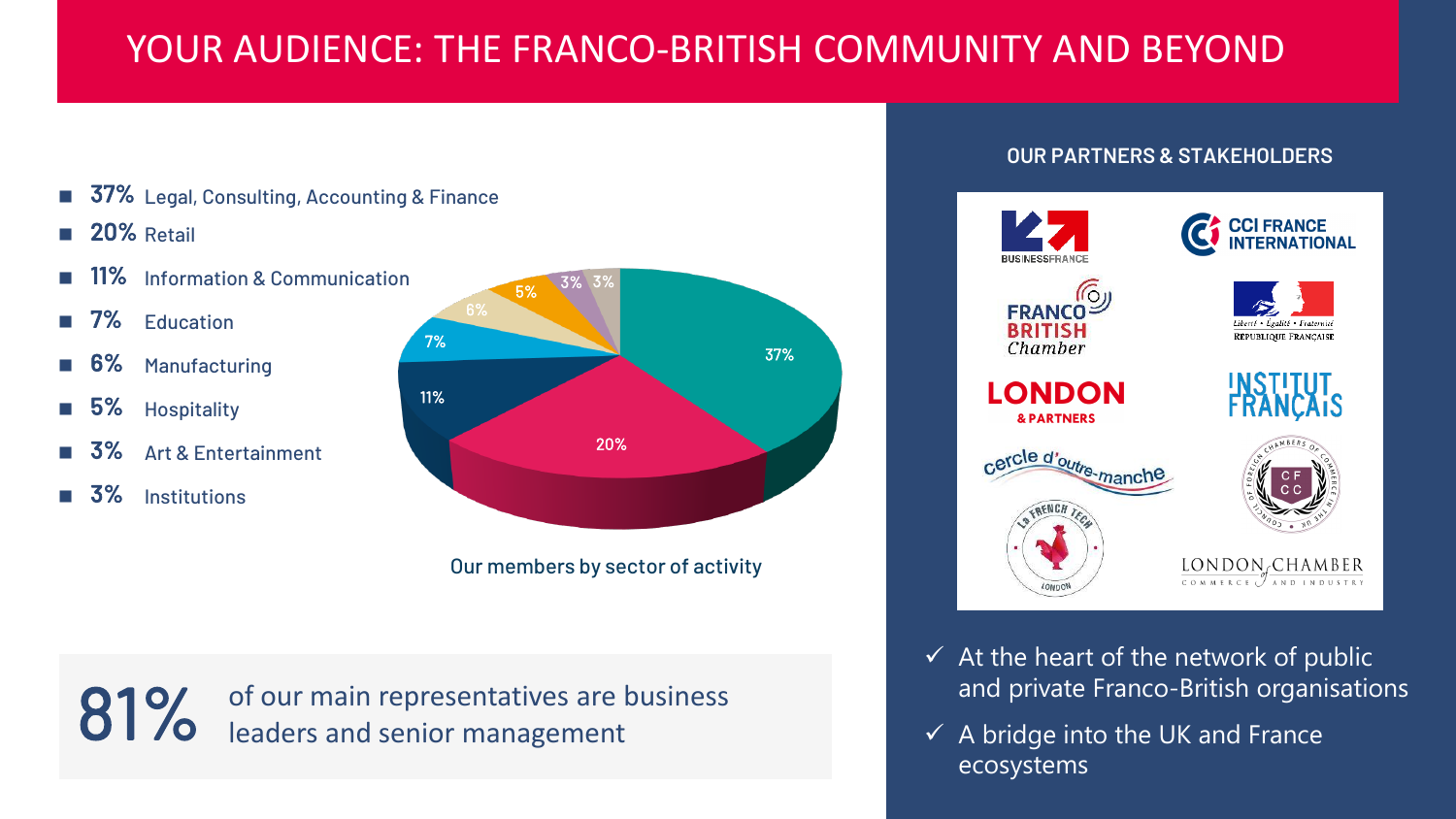# YOUR AUDIENCE: THE FRANCO-BRITISH COMMUNITY AND BEYOND

- **37%** Legal, Consulting, Accounting & Finance
- **20%** Retail
- **11%** Information & Communication
- **7%** Education
- **6%** Manufacturing
- **5%** Hospitality
- **3%** Art & Entertainment
- **3%** Institutions

Our members by sector of activity

**81%** of our main representatives are business leaders and senior management

## OUR PARTNERS & STAKEHOLDERS

- ✓ At the heart of the network of public and private Franco-British organisations
- ✓ A bridge into the UK and France ecosystems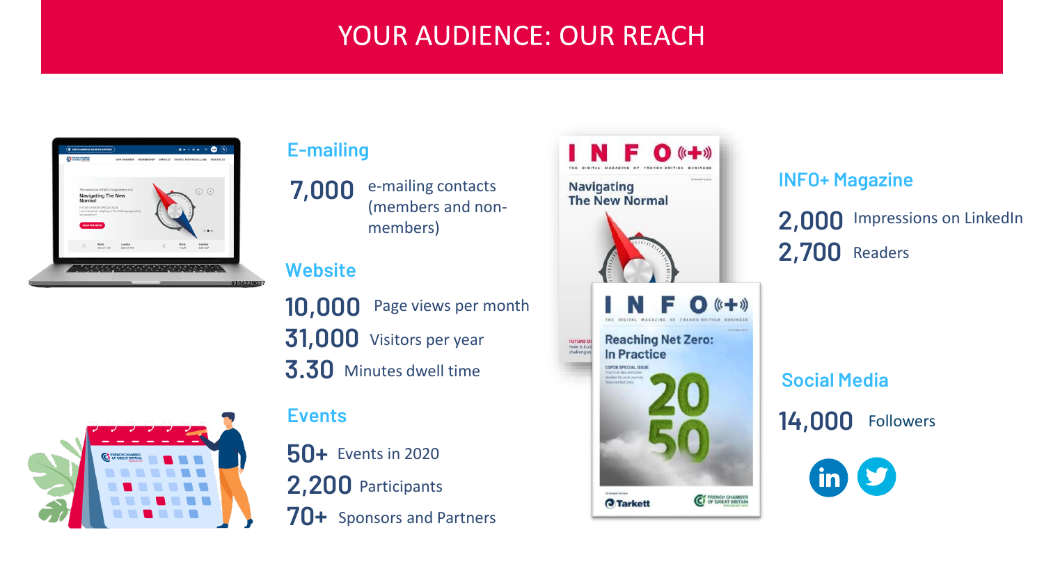# YOUR AUDIENCE: OUR REACH

## E-mailing

**7,000** e-mailing contacts (members and non-members)

## Website

**10,000** Page views per month

**31,000** Visitors per year

**3.30** Minutes dwell time

## Events

**50+** Events in 2020

**2,200** Participants

**70+** Sponsors and Partners

## INFO+ Magazine

**2,000** Impressions on LinkedIn

**2,700** Readers

## Social Media

**14,000** Followers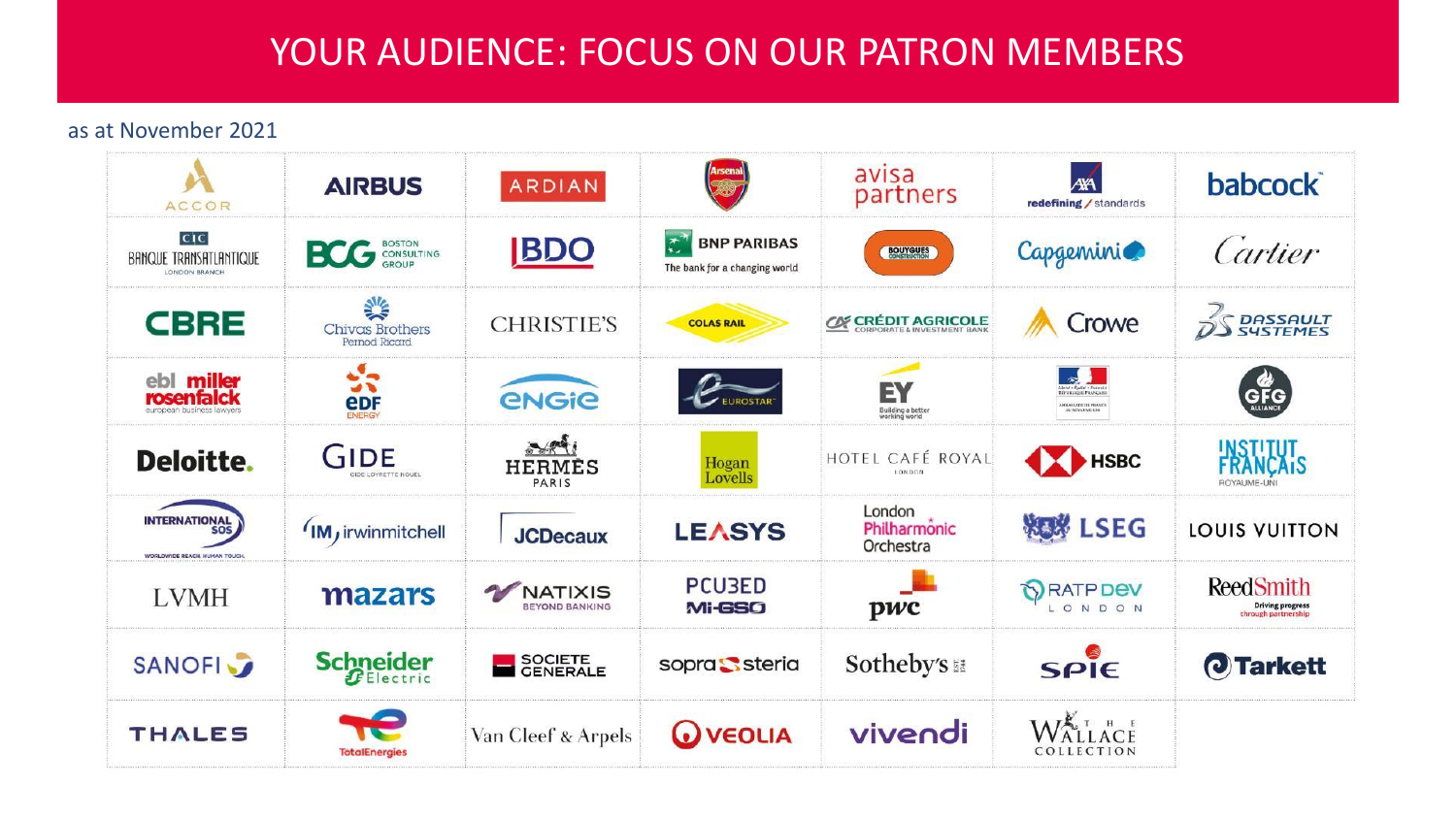# YOUR AUDIENCE: FOCUS ON OUR PATRON MEMBERS

as at November 2021

| | | | | | | |
|---|---|---|---|---|---|---|
| ACCOR | AIRBUS | ARDIAN | Arsenal | avisa partners | AXA redefining / standards | babcock |
| CIC BANQUE TRANSATLANTIQUE LONDON BRANCH | BCG BOSTON CONSULTING GROUP | BDO | BNP PARIBAS The bank for a changing world | BOUYGUES CONSTRUCTION | Capgemini | Cartier |
| CBRE | Chivas Brothers Pernod Ricard | CHRISTIE'S | COLAS RAIL | CRÉDIT AGRICOLE CORPORATE & INVESTMENT BANK | Crowe | DASSAULT SYSTEMES |
| ebl miller rosenfalck european business lawyers | EDF ENERGY | ENGIE | EUROSTAR | EY Building a better working world | RÉPUBLIQUE FRANÇAISE | GFG ALLIANCE |
| Deloitte. | GIDE GIDE LOYRETTE NOUEL | HERMÈS PARIS | Hogan Lovells | HOTEL CAFÉ ROYAL LONDON | HSBC | INSTITUT FRANÇAIS ROYAUME-UNI |
| INTERNATIONAL SOS WORLDWIDE REACH. HUMAN TOUCH. | IM irwinmitchell | JCDecaux | LEASYS | London Philharmonic Orchestra | LSEG | LOUIS VUITTON |
| LVMH | mazars | NATIXIS BEYOND BANKING | PCU3ED Mi-GSO | pwc | RATP DEV LONDON | ReedSmith Driving progress through partnership |
| SANOFI | Schneider Electric | SOCIETE GENERALE | sopra steria | Sotheby's | SPIE | Tarkett |
| THALES | TotalEnergies | Van Cleef & Arpels | VEOLIA | vivendi | THE WALLACE COLLECTION | |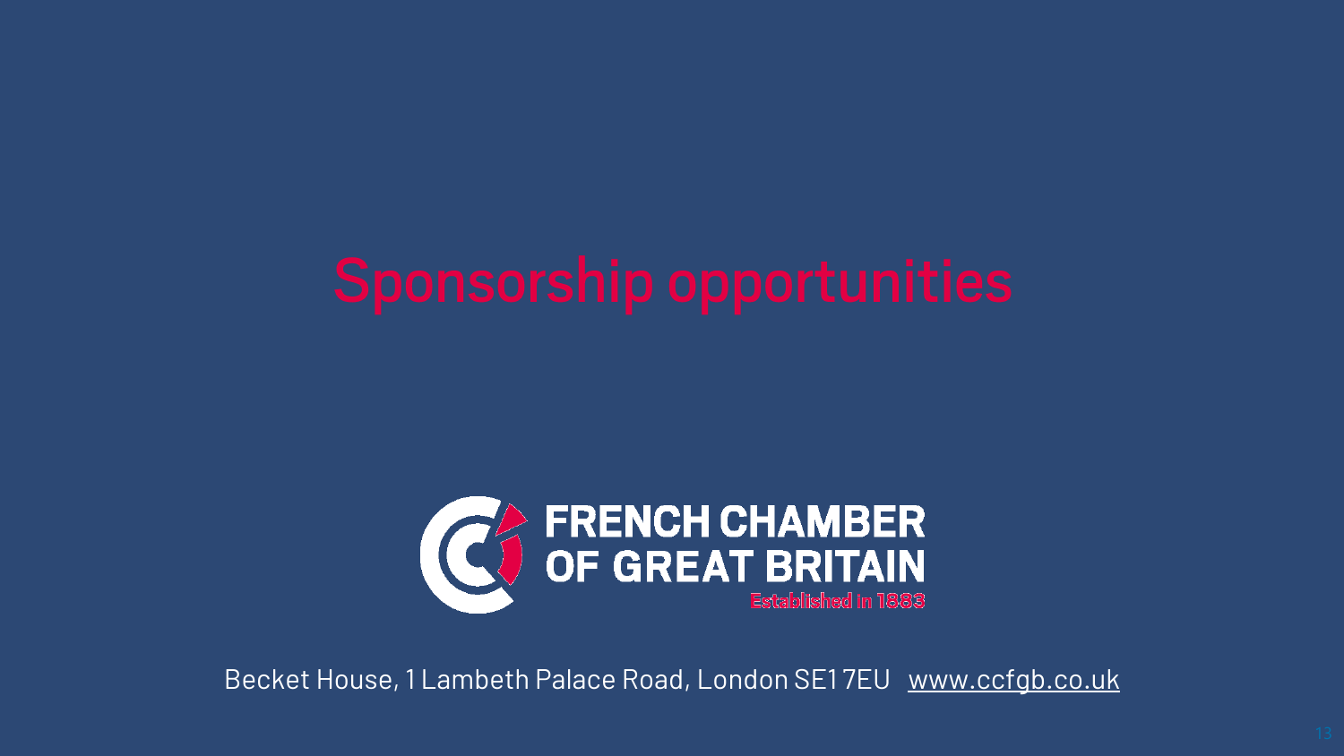# Sponsorship opportunities

FRENCH CHAMBER OF GREAT BRITAIN

Established in 1883

Becket House, 1 Lambeth Palace Road, London SE1 7EU   www.ccfgb.co.uk